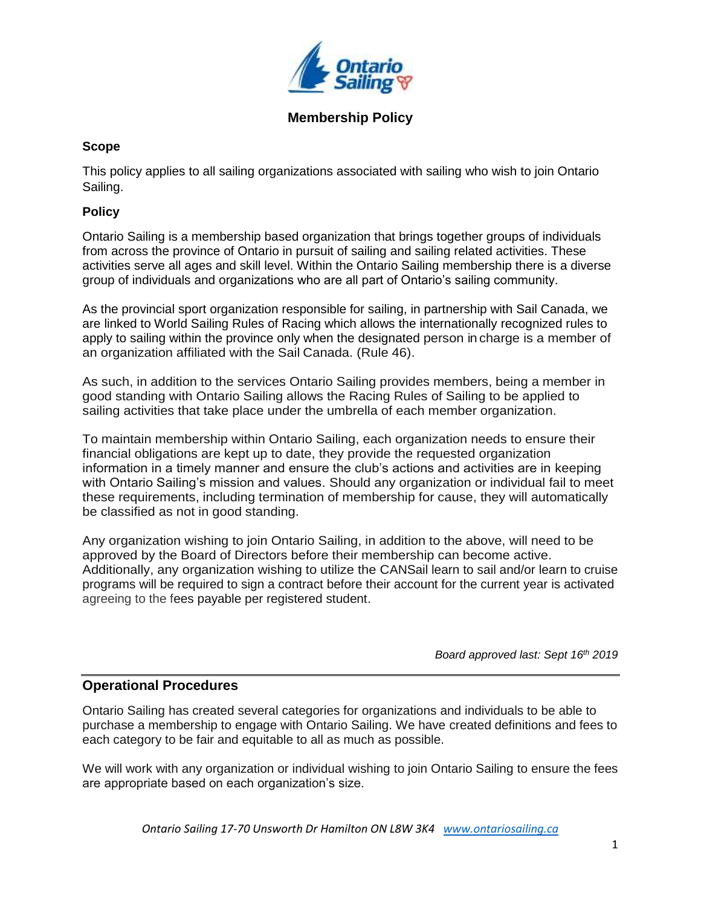# Membership Policy

## Scope

This policy applies to all sailing organizations associated with sailing who wish to join Ontario Sailing.

## Policy

Ontario Sailing is a membership based organization that brings together groups of individuals from across the province of Ontario in pursuit of sailing and sailing related activities. These activities serve all ages and skill level. Within the Ontario Sailing membership there is a diverse group of individuals and organizations who are all part of Ontario's sailing community.

As the provincial sport organization responsible for sailing, in partnership with Sail Canada, we are linked to World Sailing Rules of Racing which allows the internationally recognized rules to apply to sailing within the province only when the designated person in charge is a member of an organization affiliated with the Sail Canada. (Rule 46).

As such, in addition to the services Ontario Sailing provides members, being a member in good standing with Ontario Sailing allows the Racing Rules of Sailing to be applied to sailing activities that take place under the umbrella of each member organization.

To maintain membership within Ontario Sailing, each organization needs to ensure their financial obligations are kept up to date, they provide the requested organization information in a timely manner and ensure the club's actions and activities are in keeping with Ontario Sailing's mission and values. Should any organization or individual fail to meet these requirements, including termination of membership for cause, they will automatically be classified as not in good standing.

Any organization wishing to join Ontario Sailing, in addition to the above, will need to be approved by the Board of Directors before their membership can become active. Additionally, any organization wishing to utilize the CANSail learn to sail and/or learn to cruise programs will be required to sign a contract before their account for the current year is activated agreeing to the fees payable per registered student.

*Board approved last: Sept 16th 2019*

---

## Operational Procedures

Ontario Sailing has created several categories for organizations and individuals to be able to purchase a membership to engage with Ontario Sailing. We have created definitions and fees to each category to be fair and equitable to all as much as possible.

We will work with any organization or individual wishing to join Ontario Sailing to ensure the fees are appropriate based on each organization's size.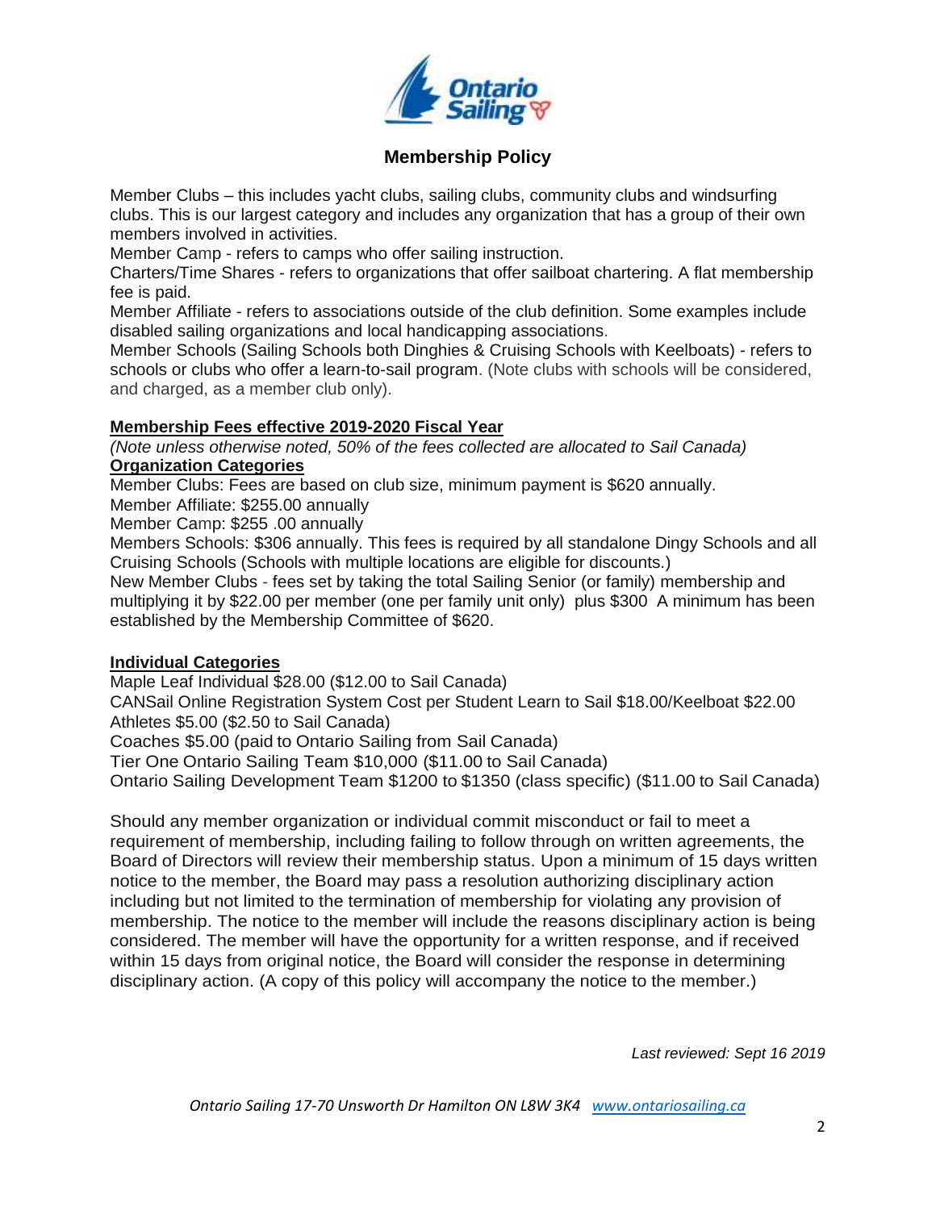## Membership Policy

Member Clubs – this includes yacht clubs, sailing clubs, community clubs and windsurfing clubs. This is our largest category and includes any organization that has a group of their own members involved in activities.
Member Camp - refers to camps who offer sailing instruction.
Charters/Time Shares - refers to organizations that offer sailboat chartering. A flat membership fee is paid.
Member Affiliate - refers to associations outside of the club definition. Some examples include disabled sailing organizations and local handicapping associations.
Member Schools (Sailing Schools both Dinghies & Cruising Schools with Keelboats) - refers to schools or clubs who offer a learn-to-sail program. (Note clubs with schools will be considered, and charged, as a member club only).

**Membership Fees effective 2019-2020 Fiscal Year**
*(Note unless otherwise noted, 50% of the fees collected are allocated to Sail Canada)*
**Organization Categories**
Member Clubs: Fees are based on club size, minimum payment is $620 annually.
Member Affiliate: $255.00 annually
Member Camp: $255 .00 annually
Members Schools: $306 annually. This fees is required by all standalone Dingy Schools and all Cruising Schools (Schools with multiple locations are eligible for discounts.)
New Member Clubs - fees set by taking the total Sailing Senior (or family) membership and multiplying it by $22.00 per member (one per family unit only) plus $300 A minimum has been established by the Membership Committee of $620.

**Individual Categories**
Maple Leaf Individual $28.00 ($12.00 to Sail Canada)
CANSail Online Registration System Cost per Student Learn to Sail $18.00/Keelboat $22.00
Athletes $5.00 ($2.50 to Sail Canada)
Coaches $5.00 (paid to Ontario Sailing from Sail Canada)
Tier One Ontario Sailing Team $10,000 ($11.00 to Sail Canada)
Ontario Sailing Development Team $1200 to $1350 (class specific) ($11.00 to Sail Canada)

Should any member organization or individual commit misconduct or fail to meet a requirement of membership, including failing to follow through on written agreements, the Board of Directors will review their membership status. Upon a minimum of 15 days written notice to the member, the Board may pass a resolution authorizing disciplinary action including but not limited to the termination of membership for violating any provision of membership. The notice to the member will include the reasons disciplinary action is being considered. The member will have the opportunity for a written response, and if received within 15 days from original notice, the Board will consider the response in determining disciplinary action. (A copy of this policy will accompany the notice to the member.)

*Last reviewed: Sept 16 2019*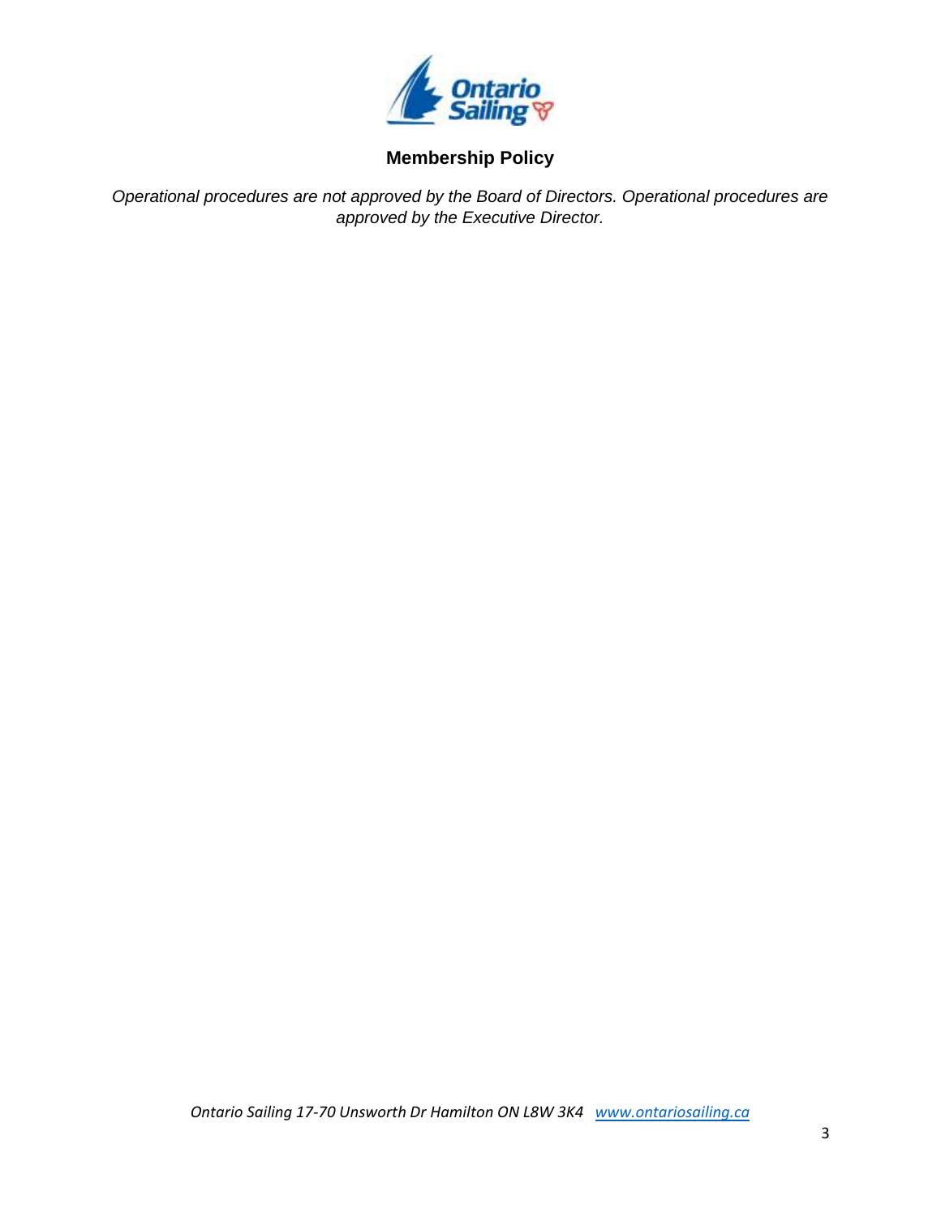## Membership Policy

*Operational procedures are not approved by the Board of Directors. Operational procedures are approved by the Executive Director.*